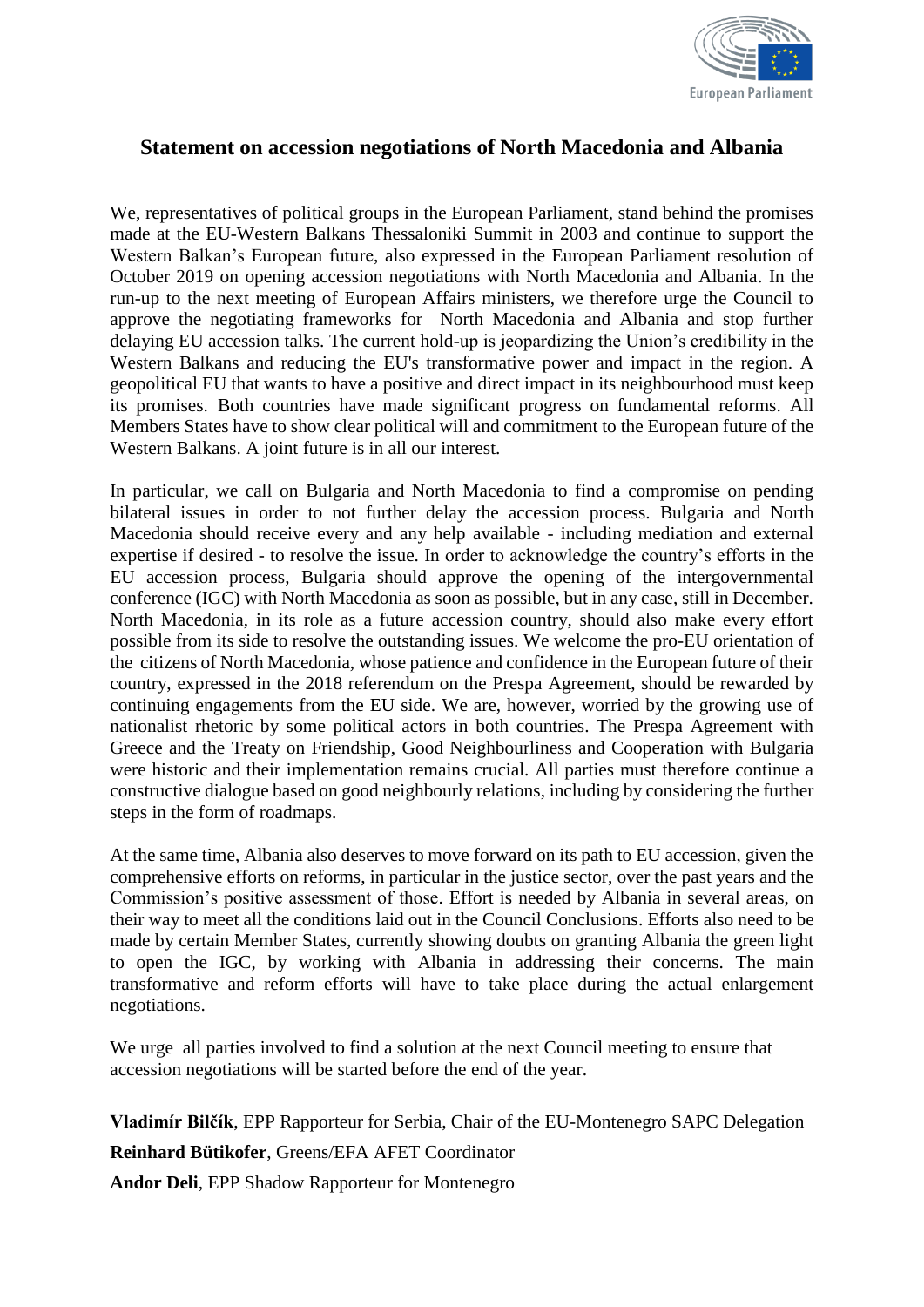# Statement on accession negotiations of North Macedonia and Albania

We, representatives of political groups in the European Parliament, stand behind the promises made at the EU-Western Balkans Thessaloniki Summit in 2003 and continue to support the Western Balkan's European future, also expressed in the European Parliament resolution of October 2019 on opening accession negotiations with North Macedonia and Albania. In the run-up to the next meeting of European Affairs ministers, we therefore urge the Council to approve the negotiating frameworks for North Macedonia and Albania and stop further delaying EU accession talks. The current hold-up is jeopardizing the Union's credibility in the Western Balkans and reducing the EU's transformative power and impact in the region. A geopolitical EU that wants to have a positive and direct impact in its neighbourhood must keep its promises. Both countries have made significant progress on fundamental reforms. All Members States have to show clear political will and commitment to the European future of the Western Balkans. A joint future is in all our interest.

In particular, we call on Bulgaria and North Macedonia to find a compromise on pending bilateral issues in order to not further delay the accession process. Bulgaria and North Macedonia should receive every and any help available - including mediation and external expertise if desired - to resolve the issue. In order to acknowledge the country's efforts in the EU accession process, Bulgaria should approve the opening of the intergovernmental conference (IGC) with North Macedonia as soon as possible, but in any case, still in December. North Macedonia, in its role as a future accession country, should also make every effort possible from its side to resolve the outstanding issues. We welcome the pro-EU orientation of the citizens of North Macedonia, whose patience and confidence in the European future of their country, expressed in the 2018 referendum on the Prespa Agreement, should be rewarded by continuing engagements from the EU side. We are, however, worried by the growing use of nationalist rhetoric by some political actors in both countries. The Prespa Agreement with Greece and the Treaty on Friendship, Good Neighbourliness and Cooperation with Bulgaria were historic and their implementation remains crucial. All parties must therefore continue a constructive dialogue based on good neighbourly relations, including by considering the further steps in the form of roadmaps.

At the same time, Albania also deserves to move forward on its path to EU accession, given the comprehensive efforts on reforms, in particular in the justice sector, over the past years and the Commission's positive assessment of those. Effort is needed by Albania in several areas, on their way to meet all the conditions laid out in the Council Conclusions. Efforts also need to be made by certain Member States, currently showing doubts on granting Albania the green light to open the IGC, by working with Albania in addressing their concerns. The main transformative and reform efforts will have to take place during the actual enlargement negotiations.

We urge all parties involved to find a solution at the next Council meeting to ensure that accession negotiations will be started before the end of the year.

**Vladimír Bilčík**, EPP Rapporteur for Serbia, Chair of the EU-Montenegro SAPC Delegation

**Reinhard Bütikofer**, Greens/EFA AFET Coordinator

**Andor Deli**, EPP Shadow Rapporteur for Montenegro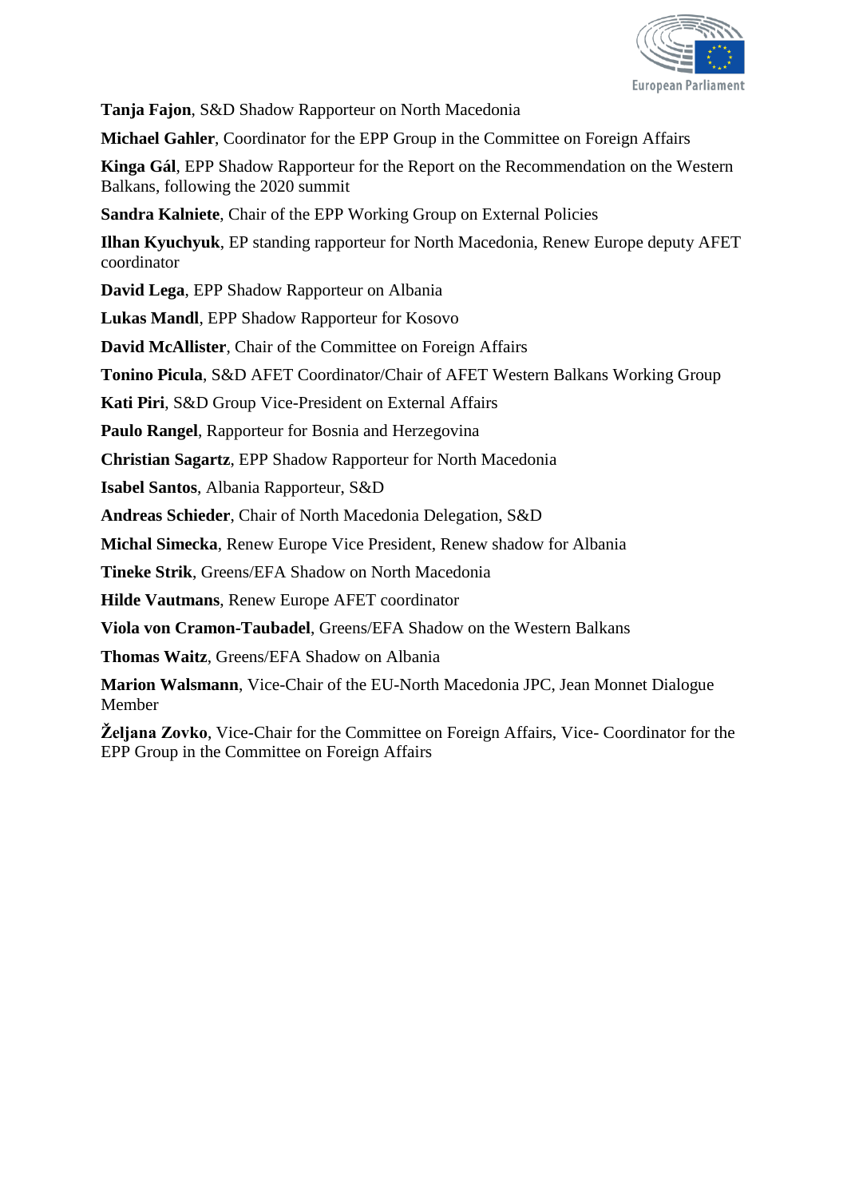**Tanja Fajon**, S&D Shadow Rapporteur on North Macedonia

**Michael Gahler**, Coordinator for the EPP Group in the Committee on Foreign Affairs

**Kinga Gál**, EPP Shadow Rapporteur for the Report on the Recommendation on the Western Balkans, following the 2020 summit

**Sandra Kalniete**, Chair of the EPP Working Group on External Policies

**Ilhan Kyuchyuk**, EP standing rapporteur for North Macedonia, Renew Europe deputy AFET coordinator

**David Lega**, EPP Shadow Rapporteur on Albania

**Lukas Mandl**, EPP Shadow Rapporteur for Kosovo

**David McAllister**, Chair of the Committee on Foreign Affairs

**Tonino Picula**, S&D AFET Coordinator/Chair of AFET Western Balkans Working Group

**Kati Piri**, S&D Group Vice-President on External Affairs

**Paulo Rangel**, Rapporteur for Bosnia and Herzegovina

**Christian Sagartz**, EPP Shadow Rapporteur for North Macedonia

**Isabel Santos**, Albania Rapporteur, S&D

**Andreas Schieder**, Chair of North Macedonia Delegation, S&D

**Michal Simecka**, Renew Europe Vice President, Renew shadow for Albania

**Tineke Strik**, Greens/EFA Shadow on North Macedonia

**Hilde Vautmans**, Renew Europe AFET coordinator

**Viola von Cramon-Taubadel**, Greens/EFA Shadow on the Western Balkans

**Thomas Waitz**, Greens/EFA Shadow on Albania

**Marion Walsmann**, Vice-Chair of the EU-North Macedonia JPC, Jean Monnet Dialogue Member

**Željana Zovko**, Vice-Chair for the Committee on Foreign Affairs, Vice- Coordinator for the EPP Group in the Committee on Foreign Affairs